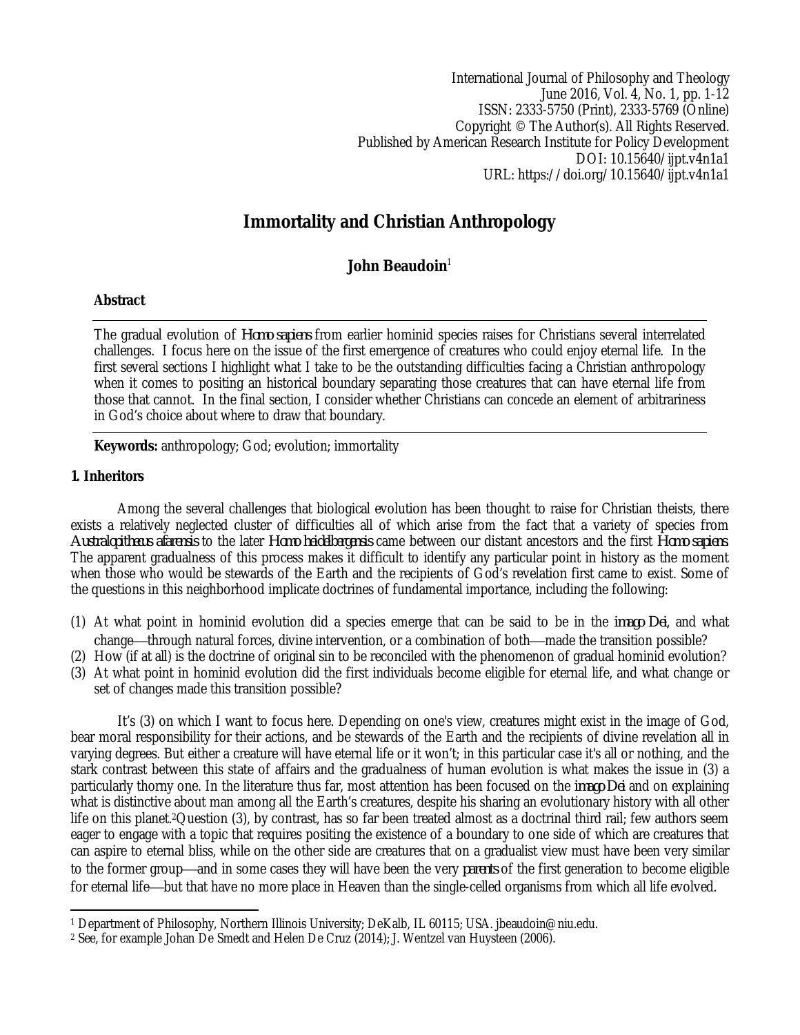International Journal of Philosophy and Theology
June 2016, Vol. 4, No. 1, pp. 1-12
ISSN: 2333-5750 (Print), 2333-5769 (Online)
Copyright © The Author(s). All Rights Reserved.
Published by American Research Institute for Policy Development
DOI: 10.15640/ijpt.v4n1a1
URL: https://doi.org/10.15640/ijpt.v4n1a1

# Immortality and Christian Anthropology

**John Beaudoin**[1]

**Abstract**

The gradual evolution of *Homo sapiens* from earlier hominid species raises for Christians several interrelated challenges. I focus here on the issue of the first emergence of creatures who could enjoy eternal life. In the first several sections I highlight what I take to be the outstanding difficulties facing a Christian anthropology when it comes to positing an historical boundary separating those creatures that can have eternal life from those that cannot. In the final section, I consider whether Christians can concede an element of arbitrariness in God's choice about where to draw that boundary.

**Keywords:** anthropology; God; evolution; immortality

## 1. Inheritors

Among the several challenges that biological evolution has been thought to raise for Christian theists, there exists a relatively neglected cluster of difficulties all of which arise from the fact that a variety of species from *Australopithecus afarensis* to the later *Homo heidelbergensis* came between our distant ancestors and the first *Homo sapiens*. The apparent gradualness of this process makes it difficult to identify any particular point in history as the moment when those who would be stewards of the Earth and the recipients of God's revelation first came to exist. Some of the questions in this neighborhood implicate doctrines of fundamental importance, including the following:

(1) At what point in hominid evolution did a species emerge that can be said to be in the *imago Dei*, and what change—through natural forces, divine intervention, or a combination of both—made the transition possible?
(2) How (if at all) is the doctrine of original sin to be reconciled with the phenomenon of gradual hominid evolution?
(3) At what point in hominid evolution did the first individuals become eligible for eternal life, and what change or set of changes made this transition possible?

It's (3) on which I want to focus here. Depending on one's view, creatures might exist in the image of God, bear moral responsibility for their actions, and be stewards of the Earth and the recipients of divine revelation all in varying degrees. But either a creature will have eternal life or it won't; in this particular case it's all or nothing, and the stark contrast between this state of affairs and the gradualness of human evolution is what makes the issue in (3) a particularly thorny one. In the literature thus far, most attention has been focused on the *imago Dei* and on explaining what is distinctive about man among all the Earth's creatures, despite his sharing an evolutionary history with all other life on this planet.[2] Question (3), by contrast, has so far been treated almost as a doctrinal third rail; few authors seem eager to engage with a topic that requires positing the existence of a boundary to one side of which are creatures that can aspire to eternal bliss, while on the other side are creatures that on a gradualist view must have been very similar to the former group—and in some cases they will have been the very *parents* of the first generation to become eligible for eternal life—but that have no more place in Heaven than the single-celled organisms from which all life evolved.

---

[1] Department of Philosophy, Northern Illinois University; DeKalb, IL 60115; USA. jbeaudoin@niu.edu.

[2] See, for example Johan De Smedt and Helen De Cruz (2014); J. Wentzel van Huysteen (2006).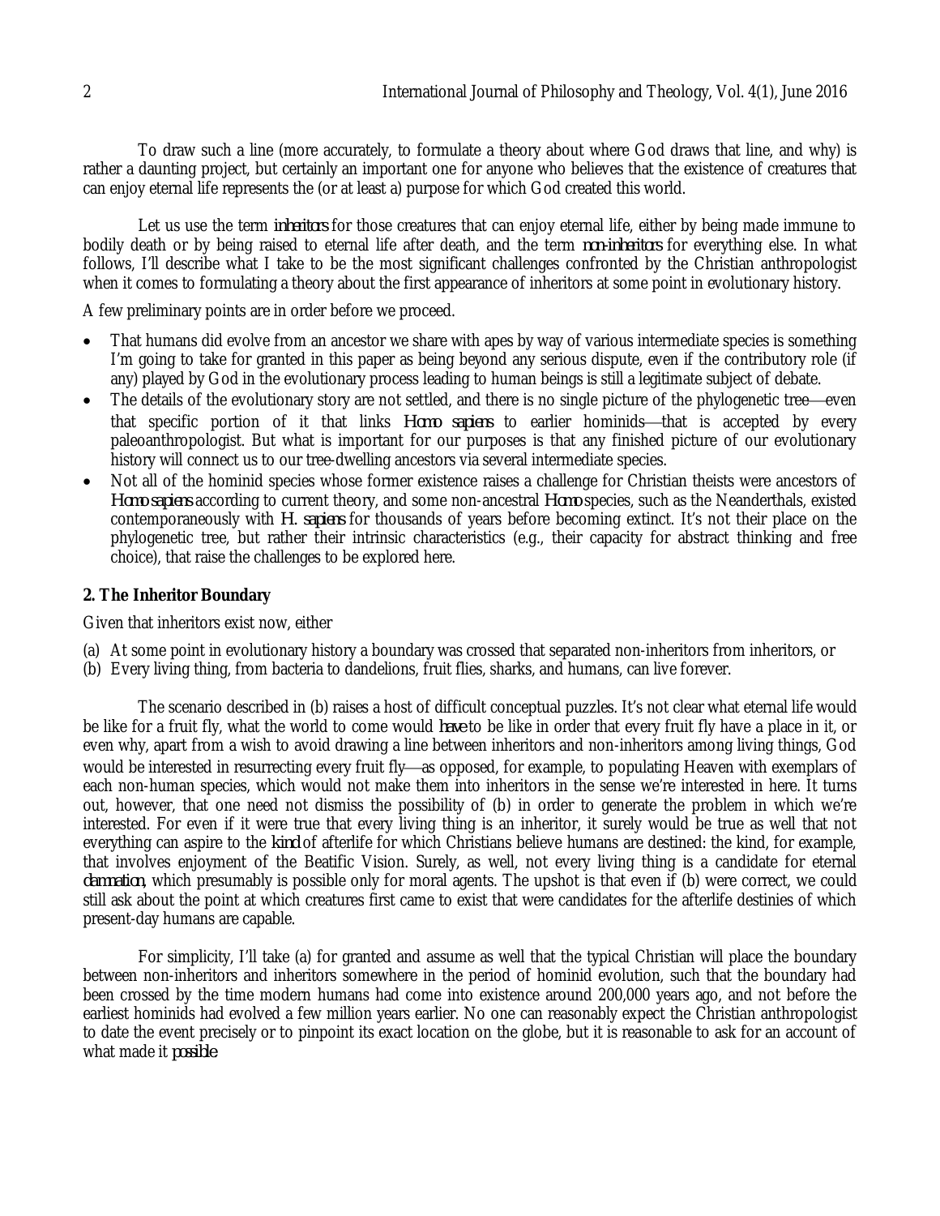To draw such a line (more accurately, to formulate a theory about where God draws that line, and why) is rather a daunting project, but certainly an important one for anyone who believes that the existence of creatures that can enjoy eternal life represents the (or at least a) purpose for which God created this world.

Let us use the term *inheritors* for those creatures that can enjoy eternal life, either by being made immune to bodily death or by being raised to eternal life after death, and the term *non-inheritors* for everything else. In what follows, I'll describe what I take to be the most significant challenges confronted by the Christian anthropologist when it comes to formulating a theory about the first appearance of inheritors at some point in evolutionary history.

A few preliminary points are in order before we proceed.

- That humans did evolve from an ancestor we share with apes by way of various intermediate species is something I'm going to take for granted in this paper as being beyond any serious dispute, even if the contributory role (if any) played by God in the evolutionary process leading to human beings is still a legitimate subject of debate.
- The details of the evolutionary story are not settled, and there is no single picture of the phylogenetic tree—even that specific portion of it that links *Homo sapiens* to earlier hominids—that is accepted by every paleoanthropologist. But what is important for our purposes is that any finished picture of our evolutionary history will connect us to our tree-dwelling ancestors via several intermediate species.
- Not all of the hominid species whose former existence raises a challenge for Christian theists were ancestors of *Homo sapiens* according to current theory, and some non-ancestral *Homo* species, such as the Neanderthals, existed contemporaneously with *H. sapiens* for thousands of years before becoming extinct. It's not their place on the phylogenetic tree, but rather their intrinsic characteristics (e.g., their capacity for abstract thinking and free choice), that raise the challenges to be explored here.

## 2. The Inheritor Boundary

Given that inheritors exist now, either

(a) At some point in evolutionary history a boundary was crossed that separated non-inheritors from inheritors, or
(b) Every living thing, from bacteria to dandelions, fruit flies, sharks, and humans, can live forever.

The scenario described in (b) raises a host of difficult conceptual puzzles. It's not clear what eternal life would be like for a fruit fly, what the world to come would *have* to be like in order that every fruit fly have a place in it, or even why, apart from a wish to avoid drawing a line between inheritors and non-inheritors among living things, God would be interested in resurrecting every fruit fly—as opposed, for example, to populating Heaven with exemplars of each non-human species, which would not make them into inheritors in the sense we're interested in here. It turns out, however, that one need not dismiss the possibility of (b) in order to generate the problem in which we're interested. For even if it were true that every living thing is an inheritor, it surely would be true as well that not everything can aspire to the *kind* of afterlife for which Christians believe humans are destined: the kind, for example, that involves enjoyment of the Beatific Vision. Surely, as well, not every living thing is a candidate for eternal *damnation*, which presumably is possible only for moral agents. The upshot is that even if (b) were correct, we could still ask about the point at which creatures first came to exist that were candidates for the afterlife destinies of which present-day humans are capable.

For simplicity, I'll take (a) for granted and assume as well that the typical Christian will place the boundary between non-inheritors and inheritors somewhere in the period of hominid evolution, such that the boundary had been crossed by the time modern humans had come into existence around 200,000 years ago, and not before the earliest hominids had evolved a few million years earlier. No one can reasonably expect the Christian anthropologist to date the event precisely or to pinpoint its exact location on the globe, but it is reasonable to ask for an account of what made it *possible*.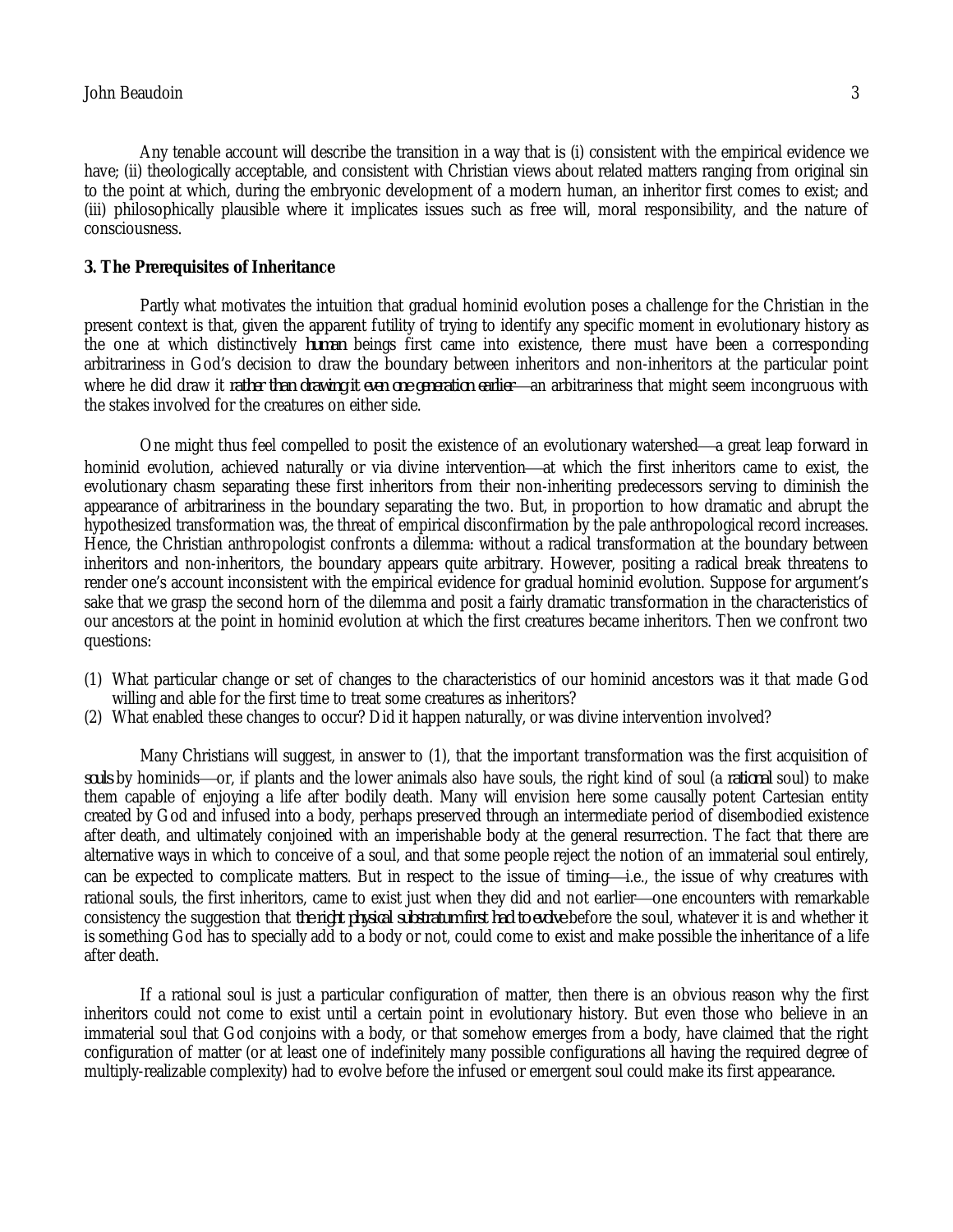Any tenable account will describe the transition in a way that is (i) consistent with the empirical evidence we have; (ii) theologically acceptable, and consistent with Christian views about related matters ranging from original sin to the point at which, during the embryonic development of a modern human, an inheritor first comes to exist; and (iii) philosophically plausible where it implicates issues such as free will, moral responsibility, and the nature of consciousness.

## 3. The Prerequisites of Inheritance

Partly what motivates the intuition that gradual hominid evolution poses a challenge for the Christian in the present context is that, given the apparent futility of trying to identify any specific moment in evolutionary history as the one at which distinctively *human* beings first came into existence, there must have been a corresponding arbitrariness in God's decision to draw the boundary between inheritors and non-inheritors at the particular point where he did draw it *rather than drawing it even one generation earlier*—an arbitrariness that might seem incongruous with the stakes involved for the creatures on either side.

One might thus feel compelled to posit the existence of an evolutionary watershed—a great leap forward in hominid evolution, achieved naturally or via divine intervention—at which the first inheritors came to exist, the evolutionary chasm separating these first inheritors from their non-inheriting predecessors serving to diminish the appearance of arbitrariness in the boundary separating the two. But, in proportion to how dramatic and abrupt the hypothesized transformation was, the threat of empirical disconfirmation by the pale anthropological record increases. Hence, the Christian anthropologist confronts a dilemma: without a radical transformation at the boundary between inheritors and non-inheritors, the boundary appears quite arbitrary. However, positing a radical break threatens to render one's account inconsistent with the empirical evidence for gradual hominid evolution. Suppose for argument's sake that we grasp the second horn of the dilemma and posit a fairly dramatic transformation in the characteristics of our ancestors at the point in hominid evolution at which the first creatures became inheritors. Then we confront two questions:

(1) What particular change or set of changes to the characteristics of our hominid ancestors was it that made God willing and able for the first time to treat some creatures as inheritors?
(2) What enabled these changes to occur? Did it happen naturally, or was divine intervention involved?

Many Christians will suggest, in answer to (1), that the important transformation was the first acquisition of *souls* by hominids—or, if plants and the lower animals also have souls, the right kind of soul (a *rational* soul) to make them capable of enjoying a life after bodily death. Many will envision here some causally potent Cartesian entity created by God and infused into a body, perhaps preserved through an intermediate period of disembodied existence after death, and ultimately conjoined with an imperishable body at the general resurrection. The fact that there are alternative ways in which to conceive of a soul, and that some people reject the notion of an immaterial soul entirely, can be expected to complicate matters. But in respect to the issue of timing—i.e., the issue of why creatures with rational souls, the first inheritors, came to exist just when they did and not earlier—one encounters with remarkable consistency the suggestion that *the right physical substratum first had to evolve* before the soul, whatever it is and whether it is something God has to specially add to a body or not, could come to exist and make possible the inheritance of a life after death.

If a rational soul is just a particular configuration of matter, then there is an obvious reason why the first inheritors could not come to exist until a certain point in evolutionary history. But even those who believe in an immaterial soul that God conjoins with a body, or that somehow emerges from a body, have claimed that the right configuration of matter (or at least one of indefinitely many possible configurations all having the required degree of multiply-realizable complexity) had to evolve before the infused or emergent soul could make its first appearance.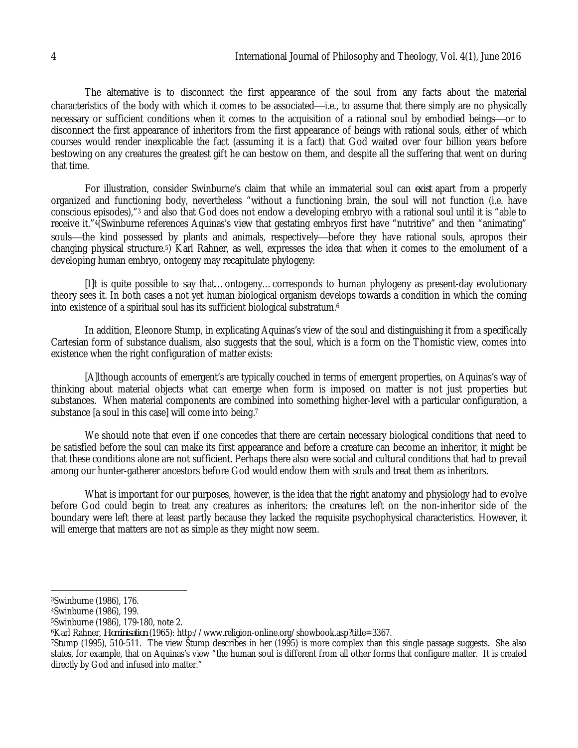The alternative is to disconnect the first appearance of the soul from any facts about the material characteristics of the body with which it comes to be associated—i.e., to assume that there simply are no physically necessary or sufficient conditions when it comes to the acquisition of a rational soul by embodied beings—or to disconnect the first appearance of inheritors from the first appearance of beings with rational souls, either of which courses would render inexplicable the fact (assuming it is a fact) that God waited over four billion years before bestowing on any creatures the greatest gift he can bestow on them, and despite all the suffering that went on during that time.

For illustration, consider Swinburne's claim that while an immaterial soul can *exist* apart from a properly organized and functioning body, nevertheless "without a functioning brain, the soul will not function (i.e. have conscious episodes),"[3] and also that God does not endow a developing embryo with a rational soul until it is "able to receive it."[4](Swinburne references Aquinas's view that gestating embryos first have "nutritive" and then "animating" souls—the kind possessed by plants and animals, respectively—before they have rational souls, apropos their changing physical structure.[5]) Karl Rahner, as well, expresses the idea that when it comes to the emolument of a developing human embryo, ontogeny may recapitulate phylogeny:

> [I]t is quite possible to say that…ontogeny…corresponds to human phylogeny as present-day evolutionary theory sees it. In both cases a not yet human biological organism develops towards a condition in which the coming into existence of a spiritual soul has its sufficient biological substratum.[6]

In addition, Eleonore Stump, in explicating Aquinas's view of the soul and distinguishing it from a specifically Cartesian form of substance dualism, also suggests that the soul, which is a form on the Thomistic view, comes into existence when the right configuration of matter exists:

> [A]lthough accounts of emergent's are typically couched in terms of emergent properties, on Aquinas's way of thinking about material objects what can emerge when form is imposed on matter is not just properties but substances. When material components are combined into something higher-level with a particular configuration, a substance [a soul in this case] will come into being.[7]

We should note that even if one concedes that there are certain necessary biological conditions that need to be satisfied before the soul can make its first appearance and before a creature can become an inheritor, it might be that these conditions alone are not sufficient. Perhaps there also were social and cultural conditions that had to prevail among our hunter-gatherer ancestors before God would endow them with souls and treat them as inheritors.

What is important for our purposes, however, is the idea that the right anatomy and physiology had to evolve before God could begin to treat any creatures as inheritors: the creatures left on the non-inheritor side of the boundary were left there at least partly because they lacked the requisite psychophysical characteristics. However, it will emerge that matters are not as simple as they might now seem.

---

[3] Swinburne (1986), 176.

[4] Swinburne (1986), 199.

[5] Swinburne (1986), 179-180, note 2.

[6] Karl Rahner, *Hominisation* (1965): http://www.religion-online.org/showbook.asp?title=3367.

[7] Stump (1995), 510-511. The view Stump describes in her (1995) is more complex than this single passage suggests. She also states, for example, that on Aquinas's view "the human soul is different from all other forms that configure matter. It is created directly by God and infused into matter."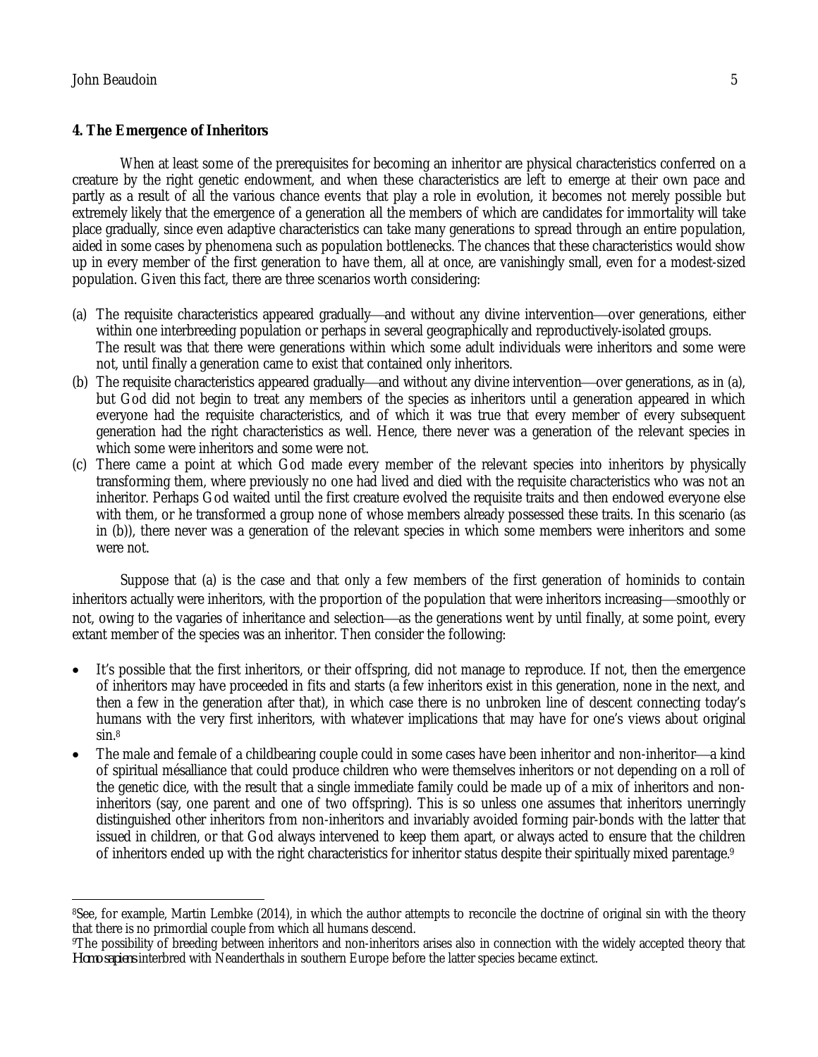**4. The Emergence of Inheritors**

When at least some of the prerequisites for becoming an inheritor are physical characteristics conferred on a creature by the right genetic endowment, and when these characteristics are left to emerge at their own pace and partly as a result of all the various chance events that play a role in evolution, it becomes not merely possible but extremely likely that the emergence of a generation all the members of which are candidates for immortality will take place gradually, since even adaptive characteristics can take many generations to spread through an entire population, aided in some cases by phenomena such as population bottlenecks. The chances that these characteristics would show up in every member of the first generation to have them, all at once, are vanishingly small, even for a modest-sized population. Given this fact, there are three scenarios worth considering:

(a) The requisite characteristics appeared gradually—and without any divine intervention—over generations, either within one interbreeding population or perhaps in several geographically and reproductively-isolated groups. The result was that there were generations within which some adult individuals were inheritors and some were not, until finally a generation came to exist that contained only inheritors.

(b) The requisite characteristics appeared gradually—and without any divine intervention—over generations, as in (a), but God did not begin to treat any members of the species as inheritors until a generation appeared in which everyone had the requisite characteristics, and of which it was true that every member of every subsequent generation had the right characteristics as well. Hence, there never was a generation of the relevant species in which some were inheritors and some were not.

(c) There came a point at which God made every member of the relevant species into inheritors by physically transforming them, where previously no one had lived and died with the requisite characteristics who was not an inheritor. Perhaps God waited until the first creature evolved the requisite traits and then endowed everyone else with them, or he transformed a group none of whose members already possessed these traits. In this scenario (as in (b)), there never was a generation of the relevant species in which some members were inheritors and some were not.

Suppose that (a) is the case and that only a few members of the first generation of hominids to contain inheritors actually were inheritors, with the proportion of the population that were inheritors increasing—smoothly or not, owing to the vagaries of inheritance and selection—as the generations went by until finally, at some point, every extant member of the species was an inheritor. Then consider the following:

- It's possible that the first inheritors, or their offspring, did not manage to reproduce. If not, then the emergence of inheritors may have proceeded in fits and starts (a few inheritors exist in this generation, none in the next, and then a few in the generation after that), in which case there is no unbroken line of descent connecting today's humans with the very first inheritors, with whatever implications that may have for one's views about original sin.[8]
- The male and female of a childbearing couple could in some cases have been inheritor and non-inheritor—a kind of spiritual mésalliance that could produce children who were themselves inheritors or not depending on a roll of the genetic dice, with the result that a single immediate family could be made up of a mix of inheritors and non-inheritors (say, one parent and one of two offspring). This is so unless one assumes that inheritors unerringly distinguished other inheritors from non-inheritors and invariably avoided forming pair-bonds with the latter that issued in children, or that God always intervened to keep them apart, or always acted to ensure that the children of inheritors ended up with the right characteristics for inheritor status despite their spiritually mixed parentage.[9]

---

[8]See, for example, Martin Lembke (2014), in which the author attempts to reconcile the doctrine of original sin with the theory that there is no primordial couple from which all humans descend.

[9]The possibility of breeding between inheritors and non-inheritors arises also in connection with the widely accepted theory that *Homo sapiens* interbred with Neanderthals in southern Europe before the latter species became extinct.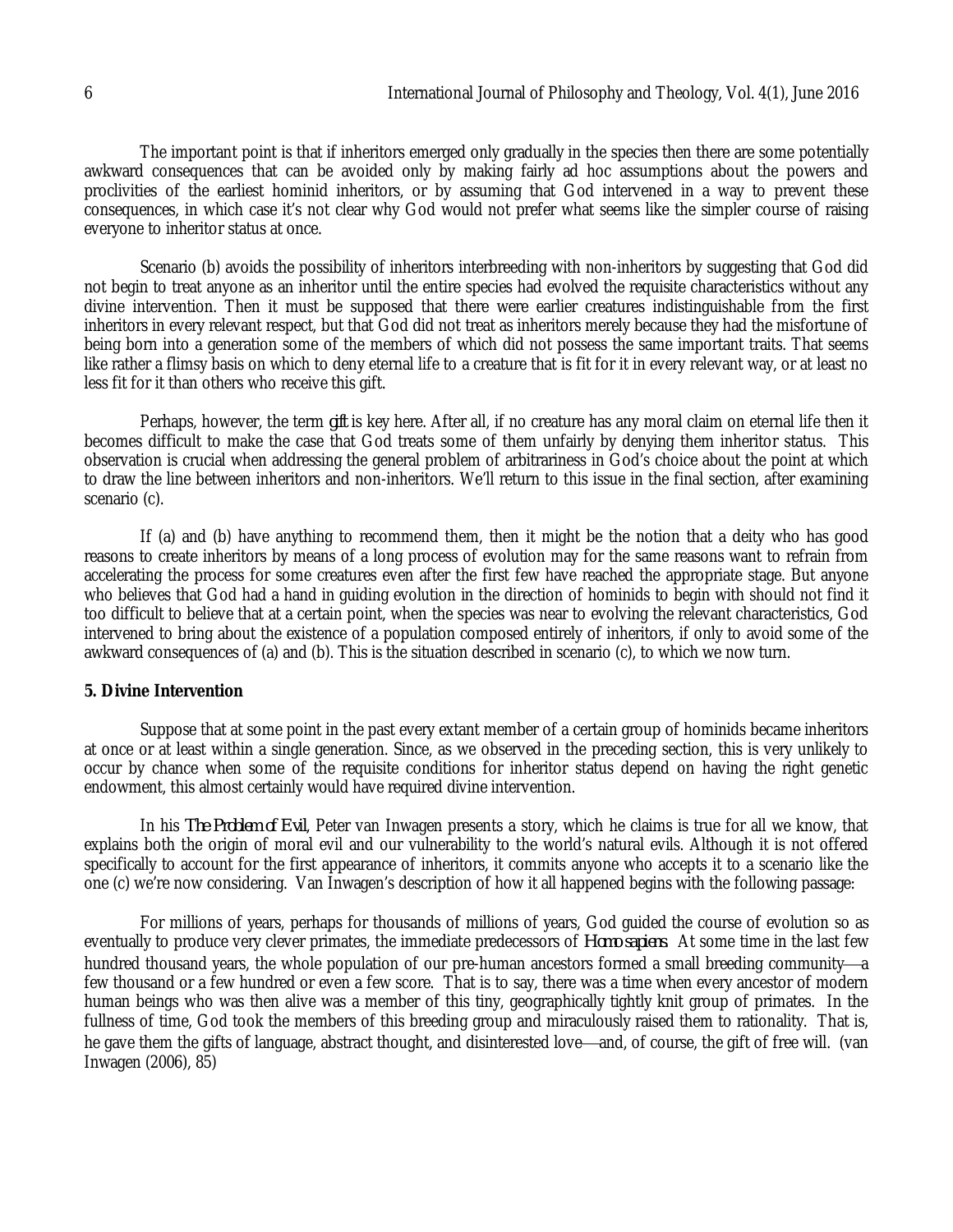The important point is that if inheritors emerged only gradually in the species then there are some potentially awkward consequences that can be avoided only by making fairly ad hoc assumptions about the powers and proclivities of the earliest hominid inheritors, or by assuming that God intervened in a way to prevent these consequences, in which case it's not clear why God would not prefer what seems like the simpler course of raising everyone to inheritor status at once.

Scenario (b) avoids the possibility of inheritors interbreeding with non-inheritors by suggesting that God did not begin to treat anyone as an inheritor until the entire species had evolved the requisite characteristics without any divine intervention. Then it must be supposed that there were earlier creatures indistinguishable from the first inheritors in every relevant respect, but that God did not treat as inheritors merely because they had the misfortune of being born into a generation some of the members of which did not possess the same important traits. That seems like rather a flimsy basis on which to deny eternal life to a creature that is fit for it in every relevant way, or at least no less fit for it than others who receive this gift.

Perhaps, however, the term *gift* is key here. After all, if no creature has any moral claim on eternal life then it becomes difficult to make the case that God treats some of them unfairly by denying them inheritor status. This observation is crucial when addressing the general problem of arbitrariness in God's choice about the point at which to draw the line between inheritors and non-inheritors. We'll return to this issue in the final section, after examining scenario (c).

If (a) and (b) have anything to recommend them, then it might be the notion that a deity who has good reasons to create inheritors by means of a long process of evolution may for the same reasons want to refrain from accelerating the process for some creatures even after the first few have reached the appropriate stage. But anyone who believes that God had a hand in guiding evolution in the direction of hominids to begin with should not find it too difficult to believe that at a certain point, when the species was near to evolving the relevant characteristics, God intervened to bring about the existence of a population composed entirely of inheritors, if only to avoid some of the awkward consequences of (a) and (b). This is the situation described in scenario (c), to which we now turn.

## 5. Divine Intervention

Suppose that at some point in the past every extant member of a certain group of hominids became inheritors at once or at least within a single generation. Since, as we observed in the preceding section, this is very unlikely to occur by chance when some of the requisite conditions for inheritor status depend on having the right genetic endowment, this almost certainly would have required divine intervention.

In his *The Problem of Evil*, Peter van Inwagen presents a story, which he claims is true for all we know, that explains both the origin of moral evil and our vulnerability to the world's natural evils. Although it is not offered specifically to account for the first appearance of inheritors, it commits anyone who accepts it to a scenario like the one (c) we're now considering. Van Inwagen's description of how it all happened begins with the following passage:

> For millions of years, perhaps for thousands of millions of years, God guided the course of evolution so as eventually to produce very clever primates, the immediate predecessors of *Homo sapiens*. At some time in the last few hundred thousand years, the whole population of our pre-human ancestors formed a small breeding community—a few thousand or a few hundred or even a few score. That is to say, there was a time when every ancestor of modern human beings who was then alive was a member of this tiny, geographically tightly knit group of primates. In the fullness of time, God took the members of this breeding group and miraculously raised them to rationality. That is, he gave them the gifts of language, abstract thought, and disinterested love—and, of course, the gift of free will. (van Inwagen (2006), 85)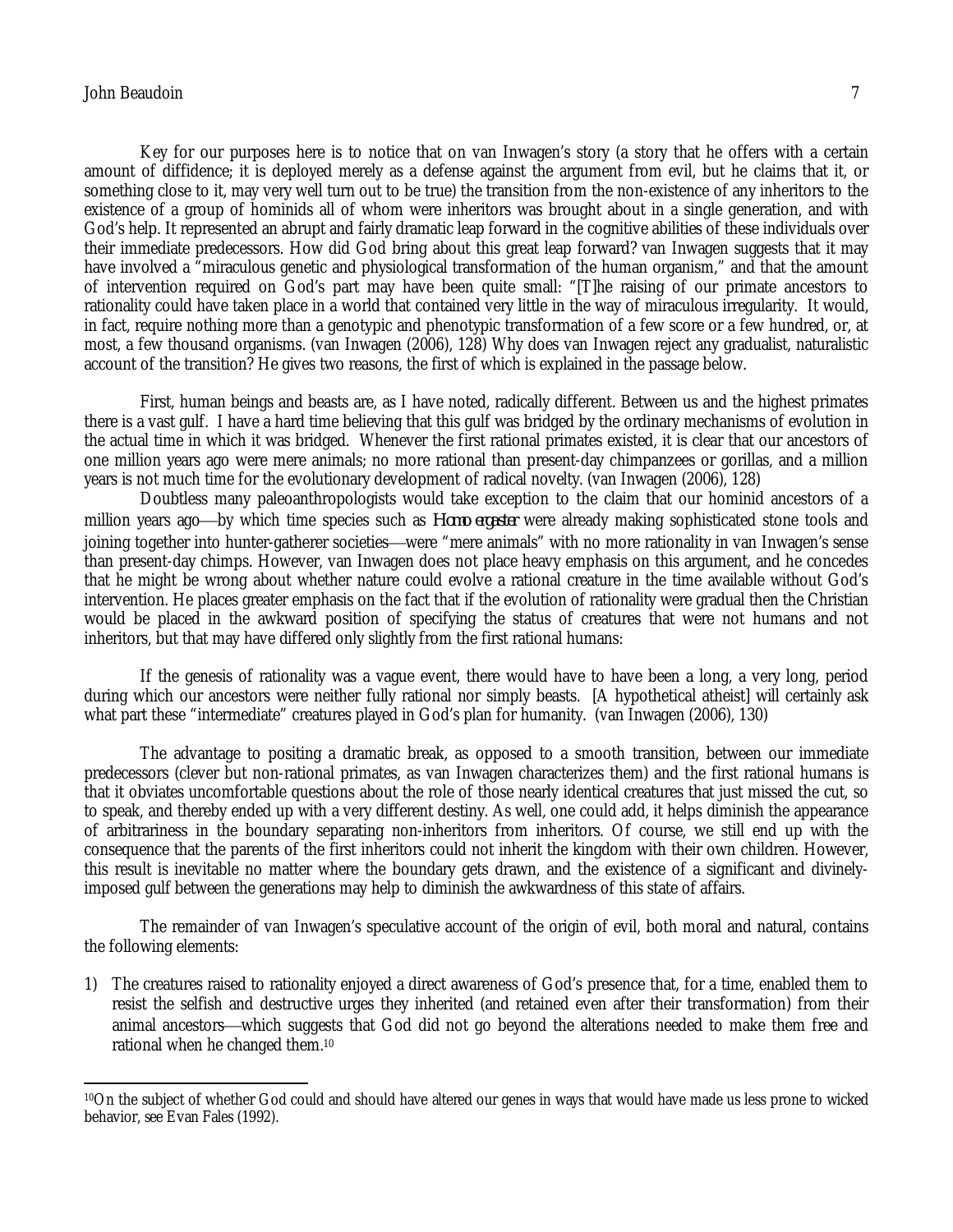Key for our purposes here is to notice that on van Inwagen's story (a story that he offers with a certain amount of diffidence; it is deployed merely as a defense against the argument from evil, but he claims that it, or something close to it, may very well turn out to be true) the transition from the non-existence of any inheritors to the existence of a group of hominids all of whom were inheritors was brought about in a single generation, and with God's help. It represented an abrupt and fairly dramatic leap forward in the cognitive abilities of these individuals over their immediate predecessors. How did God bring about this great leap forward? van Inwagen suggests that it may have involved a "miraculous genetic and physiological transformation of the human organism," and that the amount of intervention required on God's part may have been quite small: "[T]he raising of our primate ancestors to rationality could have taken place in a world that contained very little in the way of miraculous irregularity. It would, in fact, require nothing more than a genotypic and phenotypic transformation of a few score or a few hundred, or, at most, a few thousand organisms. (van Inwagen (2006), 128) Why does van Inwagen reject any gradualist, naturalistic account of the transition? He gives two reasons, the first of which is explained in the passage below.

> First, human beings and beasts are, as I have noted, radically different. Between us and the highest primates there is a vast gulf. I have a hard time believing that this gulf was bridged by the ordinary mechanisms of evolution in the actual time in which it was bridged. Whenever the first rational primates existed, it is clear that our ancestors of one million years ago were mere animals; no more rational than present-day chimpanzees or gorillas, and a million years is not much time for the evolutionary development of radical novelty. (van Inwagen (2006), 128)

Doubtless many paleoanthropologists would take exception to the claim that our hominid ancestors of a million years ago—by which time species such as *Homo ergaster* were already making sophisticated stone tools and joining together into hunter-gatherer societies—were "mere animals" with no more rationality in van Inwagen's sense than present-day chimps. However, van Inwagen does not place heavy emphasis on this argument, and he concedes that he might be wrong about whether nature could evolve a rational creature in the time available without God's intervention. He places greater emphasis on the fact that if the evolution of rationality were gradual then the Christian would be placed in the awkward position of specifying the status of creatures that were not humans and not inheritors, but that may have differed only slightly from the first rational humans:

> If the genesis of rationality was a vague event, there would have to have been a long, a very long, period during which our ancestors were neither fully rational nor simply beasts. [A hypothetical atheist] will certainly ask what part these "intermediate" creatures played in God's plan for humanity. (van Inwagen (2006), 130)

The advantage to positing a dramatic break, as opposed to a smooth transition, between our immediate predecessors (clever but non-rational primates, as van Inwagen characterizes them) and the first rational humans is that it obviates uncomfortable questions about the role of those nearly identical creatures that just missed the cut, so to speak, and thereby ended up with a very different destiny. As well, one could add, it helps diminish the appearance of arbitrariness in the boundary separating non-inheritors from inheritors. Of course, we still end up with the consequence that the parents of the first inheritors could not inherit the kingdom with their own children. However, this result is inevitable no matter where the boundary gets drawn, and the existence of a significant and divinely-imposed gulf between the generations may help to diminish the awkwardness of this state of affairs.

The remainder of van Inwagen's speculative account of the origin of evil, both moral and natural, contains the following elements:

1) The creatures raised to rationality enjoyed a direct awareness of God's presence that, for a time, enabled them to resist the selfish and destructive urges they inherited (and retained even after their transformation) from their animal ancestors—which suggests that God did not go beyond the alterations needed to make them free and rational when he changed them.[10]

---

[10] On the subject of whether God could and should have altered our genes in ways that would have made us less prone to wicked behavior, see Evan Fales (1992).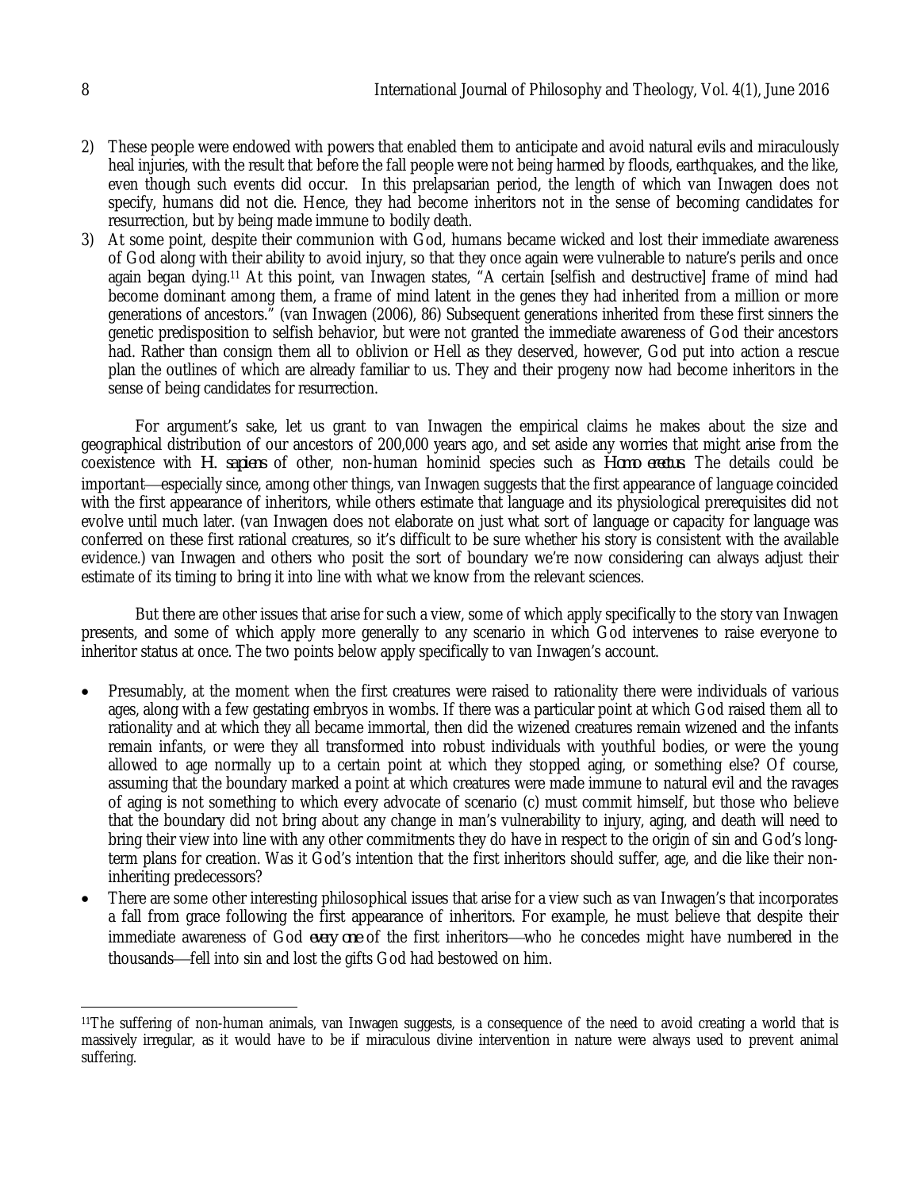2) These people were endowed with powers that enabled them to anticipate and avoid natural evils and miraculously heal injuries, with the result that before the fall people were not being harmed by floods, earthquakes, and the like, even though such events did occur. In this prelapsarian period, the length of which van Inwagen does not specify, humans did not die. Hence, they had become inheritors not in the sense of becoming candidates for resurrection, but by being made immune to bodily death.
3) At some point, despite their communion with God, humans became wicked and lost their immediate awareness of God along with their ability to avoid injury, so that they once again were vulnerable to nature's perils and once again began dying.[11] At this point, van Inwagen states, "A certain [selfish and destructive] frame of mind had become dominant among them, a frame of mind latent in the genes they had inherited from a million or more generations of ancestors." (van Inwagen (2006), 86) Subsequent generations inherited from these first sinners the genetic predisposition to selfish behavior, but were not granted the immediate awareness of God their ancestors had. Rather than consign them all to oblivion or Hell as they deserved, however, God put into action a rescue plan the outlines of which are already familiar to us. They and their progeny now had become inheritors in the sense of being candidates for resurrection.

For argument's sake, let us grant to van Inwagen the empirical claims he makes about the size and geographical distribution of our ancestors of 200,000 years ago, and set aside any worries that might arise from the coexistence with *H. sapiens* of other, non-human hominid species such as *Homo erectus*. The details could be important—especially since, among other things, van Inwagen suggests that the first appearance of language coincided with the first appearance of inheritors, while others estimate that language and its physiological prerequisites did not evolve until much later. (van Inwagen does not elaborate on just what sort of language or capacity for language was conferred on these first rational creatures, so it's difficult to be sure whether his story is consistent with the available evidence.) van Inwagen and others who posit the sort of boundary we're now considering can always adjust their estimate of its timing to bring it into line with what we know from the relevant sciences.

But there are other issues that arise for such a view, some of which apply specifically to the story van Inwagen presents, and some of which apply more generally to any scenario in which God intervenes to raise everyone to inheritor status at once. The two points below apply specifically to van Inwagen's account.

- Presumably, at the moment when the first creatures were raised to rationality there were individuals of various ages, along with a few gestating embryos in wombs. If there was a particular point at which God raised them all to rationality and at which they all became immortal, then did the wizened creatures remain wizened and the infants remain infants, or were they all transformed into robust individuals with youthful bodies, or were the young allowed to age normally up to a certain point at which they stopped aging, or something else? Of course, assuming that the boundary marked a point at which creatures were made immune to natural evil and the ravages of aging is not something to which every advocate of scenario (c) must commit himself, but those who believe that the boundary did not bring about any change in man's vulnerability to injury, aging, and death will need to bring their view into line with any other commitments they do have in respect to the origin of sin and God's long-term plans for creation. Was it God's intention that the first inheritors should suffer, age, and die like their non-inheriting predecessors?
- There are some other interesting philosophical issues that arise for a view such as van Inwagen's that incorporates a fall from grace following the first appearance of inheritors. For example, he must believe that despite their immediate awareness of God *every one* of the first inheritors—who he concedes might have numbered in the thousands—fell into sin and lost the gifts God had bestowed on him.

---

[11]The suffering of non-human animals, van Inwagen suggests, is a consequence of the need to avoid creating a world that is massively irregular, as it would have to be if miraculous divine intervention in nature were always used to prevent animal suffering.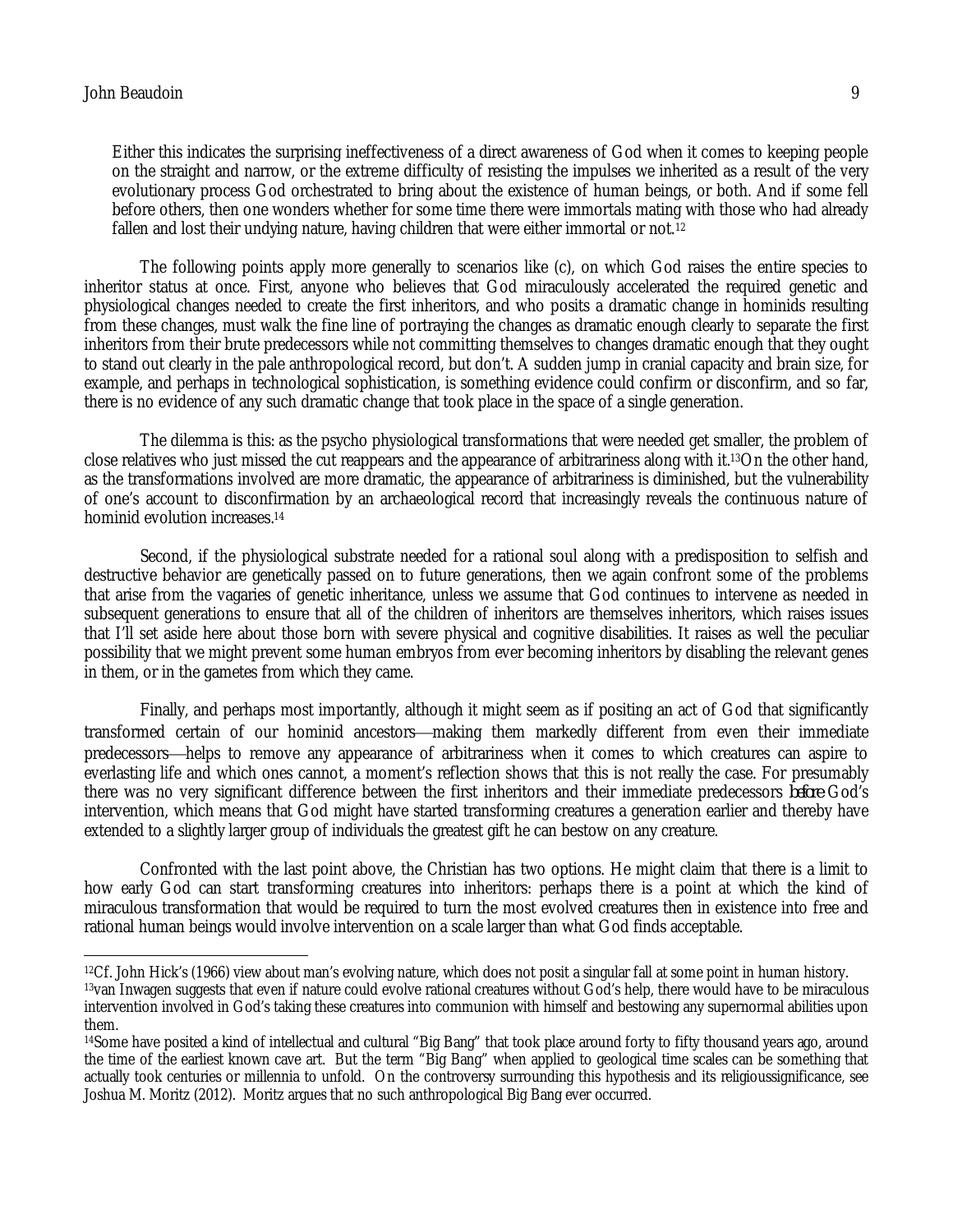Either this indicates the surprising ineffectiveness of a direct awareness of God when it comes to keeping people on the straight and narrow, or the extreme difficulty of resisting the impulses we inherited as a result of the very evolutionary process God orchestrated to bring about the existence of human beings, or both. And if some fell before others, then one wonders whether for some time there were immortals mating with those who had already fallen and lost their undying nature, having children that were either immortal or not.[12]

The following points apply more generally to scenarios like (c), on which God raises the entire species to inheritor status at once. First, anyone who believes that God miraculously accelerated the required genetic and physiological changes needed to create the first inheritors, and who posits a dramatic change in hominids resulting from these changes, must walk the fine line of portraying the changes as dramatic enough clearly to separate the first inheritors from their brute predecessors while not committing themselves to changes dramatic enough that they ought to stand out clearly in the pale anthropological record, but don't. A sudden jump in cranial capacity and brain size, for example, and perhaps in technological sophistication, is something evidence could confirm or disconfirm, and so far, there is no evidence of any such dramatic change that took place in the space of a single generation.

The dilemma is this: as the psycho physiological transformations that were needed get smaller, the problem of close relatives who just missed the cut reappears and the appearance of arbitrariness along with it.[13] On the other hand, as the transformations involved are more dramatic, the appearance of arbitrariness is diminished, but the vulnerability of one's account to disconfirmation by an archaeological record that increasingly reveals the continuous nature of hominid evolution increases.[14]

Second, if the physiological substrate needed for a rational soul along with a predisposition to selfish and destructive behavior are genetically passed on to future generations, then we again confront some of the problems that arise from the vagaries of genetic inheritance, unless we assume that God continues to intervene as needed in subsequent generations to ensure that all of the children of inheritors are themselves inheritors, which raises issues that I'll set aside here about those born with severe physical and cognitive disabilities. It raises as well the peculiar possibility that we might prevent some human embryos from ever becoming inheritors by disabling the relevant genes in them, or in the gametes from which they came.

Finally, and perhaps most importantly, although it might seem as if positing an act of God that significantly transformed certain of our hominid ancestors—making them markedly different from even their immediate predecessors—helps to remove any appearance of arbitrariness when it comes to which creatures can aspire to everlasting life and which ones cannot, a moment's reflection shows that this is not really the case. For presumably there was no very significant difference between the first inheritors and their immediate predecessors *before* God's intervention, which means that God might have started transforming creatures a generation earlier and thereby have extended to a slightly larger group of individuals the greatest gift he can bestow on any creature.

Confronted with the last point above, the Christian has two options. He might claim that there is a limit to how early God can start transforming creatures into inheritors: perhaps there is a point at which the kind of miraculous transformation that would be required to turn the most evolved creatures then in existence into free and rational human beings would involve intervention on a scale larger than what God finds acceptable.

---

[12] Cf. John Hick's (1966) view about man's evolving nature, which does not posit a singular fall at some point in human history.

[13] van Inwagen suggests that even if nature could evolve rational creatures without God's help, there would have to be miraculous intervention involved in God's taking these creatures into communion with himself and bestowing any supernormal abilities upon them.

[14] Some have posited a kind of intellectual and cultural "Big Bang" that took place around forty to fifty thousand years ago, around the time of the earliest known cave art. But the term "Big Bang" when applied to geological time scales can be something that actually took centuries or millennia to unfold. On the controversy surrounding this hypothesis and its religioussignificance, see Joshua M. Moritz (2012). Moritz argues that no such anthropological Big Bang ever occurred.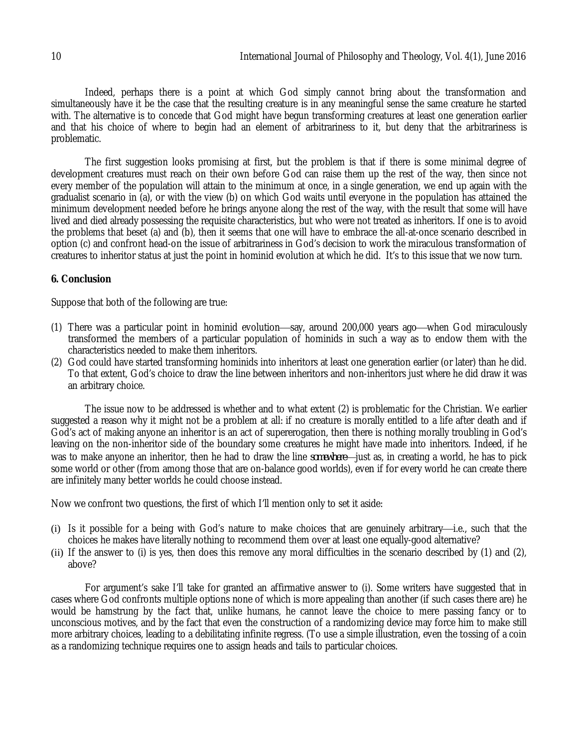Indeed, perhaps there is a point at which God simply cannot bring about the transformation and simultaneously have it be the case that the resulting creature is in any meaningful sense the same creature he started with. The alternative is to concede that God might have begun transforming creatures at least one generation earlier and that his choice of where to begin had an element of arbitrariness to it, but deny that the arbitrariness is problematic.

The first suggestion looks promising at first, but the problem is that if there is some minimal degree of development creatures must reach on their own before God can raise them up the rest of the way, then since not every member of the population will attain to the minimum at once, in a single generation, we end up again with the gradualist scenario in (a), or with the view (b) on which God waits until everyone in the population has attained the minimum development needed before he brings anyone along the rest of the way, with the result that some will have lived and died already possessing the requisite characteristics, but who were not treated as inheritors. If one is to avoid the problems that beset (a) and (b), then it seems that one will have to embrace the all-at-once scenario described in option (c) and confront head-on the issue of arbitrariness in God's decision to work the miraculous transformation of creatures to inheritor status at just the point in hominid evolution at which he did. It's to this issue that we now turn.

## 6. Conclusion

Suppose that both of the following are true:

(1) There was a particular point in hominid evolution—say, around 200,000 years ago—when God miraculously transformed the members of a particular population of hominids in such a way as to endow them with the characteristics needed to make them inheritors.

(2) God could have started transforming hominids into inheritors at least one generation earlier (or later) than he did. To that extent, God's choice to draw the line between inheritors and non-inheritors just where he did draw it was an arbitrary choice.

The issue now to be addressed is whether and to what extent (2) is problematic for the Christian. We earlier suggested a reason why it might not be a problem at all: if no creature is morally entitled to a life after death and if God's act of making anyone an inheritor is an act of supererogation, then there is nothing morally troubling in God's leaving on the non-inheritor side of the boundary some creatures he might have made into inheritors. Indeed, if he was to make anyone an inheritor, then he had to draw the line *somewhere*—just as, in creating a world, he has to pick some world or other (from among those that are on-balance good worlds), even if for every world he can create there are infinitely many better worlds he could choose instead.

Now we confront two questions, the first of which I'll mention only to set it aside:

(i) Is it possible for a being with God's nature to make choices that are genuinely arbitrary—i.e., such that the choices he makes have literally nothing to recommend them over at least one equally-good alternative?

(ii) If the answer to (i) is yes, then does this remove any moral difficulties in the scenario described by (1) and (2), above?

For argument's sake I'll take for granted an affirmative answer to (i). Some writers have suggested that in cases where God confronts multiple options none of which is more appealing than another (if such cases there are) he would be hamstrung by the fact that, unlike humans, he cannot leave the choice to mere passing fancy or to unconscious motives, and by the fact that even the construction of a randomizing device may force him to make still more arbitrary choices, leading to a debilitating infinite regress. (To use a simple illustration, even the tossing of a coin as a randomizing technique requires one to assign heads and tails to particular choices.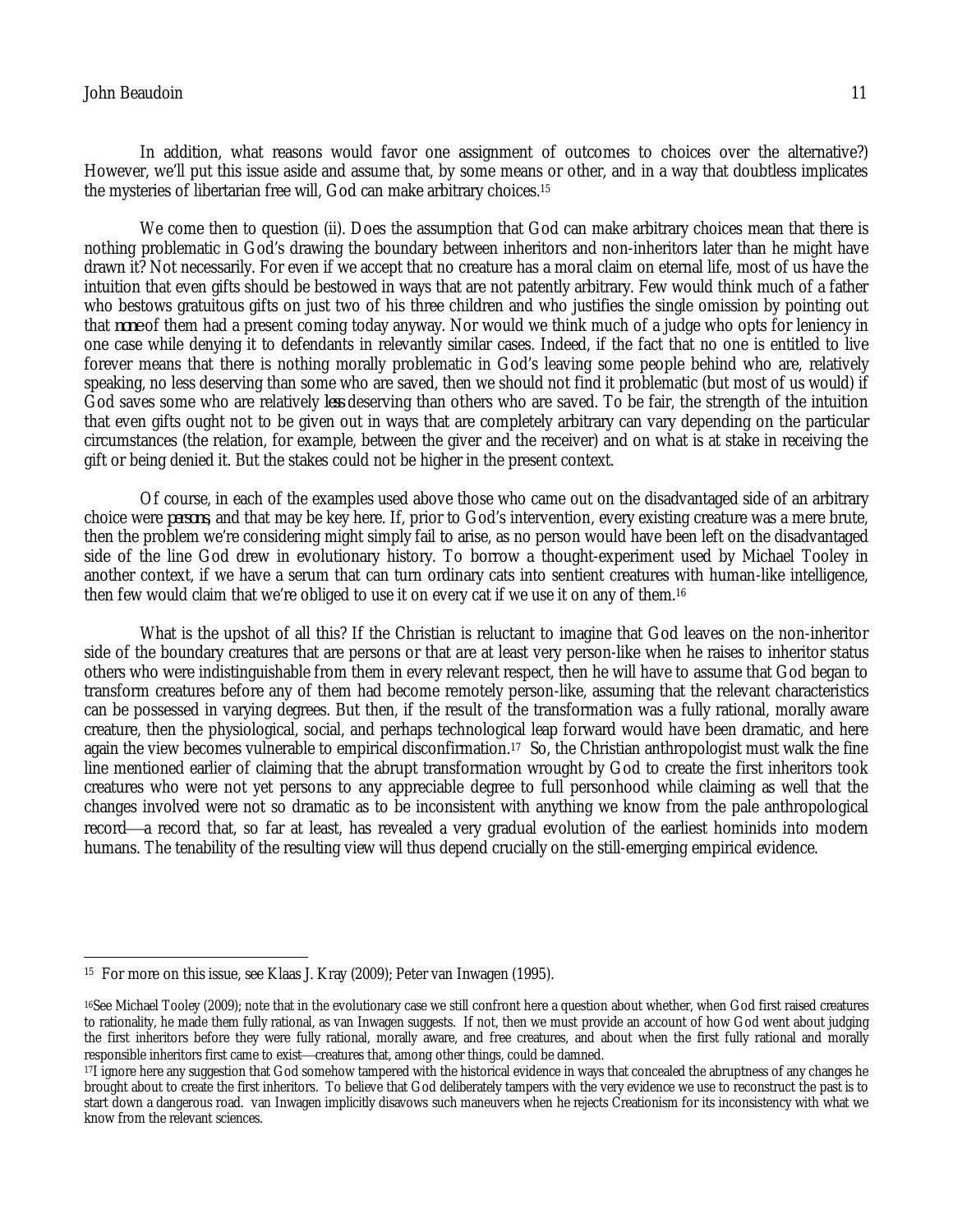In addition, what reasons would favor one assignment of outcomes to choices over the alternative?) However, we'll put this issue aside and assume that, by some means or other, and in a way that doubtless implicates the mysteries of libertarian free will, God can make arbitrary choices.[15]

We come then to question (ii). Does the assumption that God can make arbitrary choices mean that there is nothing problematic in God's drawing the boundary between inheritors and non-inheritors later than he might have drawn it? Not necessarily. For even if we accept that no creature has a moral claim on eternal life, most of us have the intuition that even gifts should be bestowed in ways that are not patently arbitrary. Few would think much of a father who bestows gratuitous gifts on just two of his three children and who justifies the single omission by pointing out that *none* of them had a present coming today anyway. Nor would we think much of a judge who opts for leniency in one case while denying it to defendants in relevantly similar cases. Indeed, if the fact that no one is entitled to live forever means that there is nothing morally problematic in God's leaving some people behind who are, relatively speaking, no less deserving than some who are saved, then we should not find it problematic (but most of us would) if God saves some who are relatively *less* deserving than others who are saved. To be fair, the strength of the intuition that even gifts ought not to be given out in ways that are completely arbitrary can vary depending on the particular circumstances (the relation, for example, between the giver and the receiver) and on what is at stake in receiving the gift or being denied it. But the stakes could not be higher in the present context.

Of course, in each of the examples used above those who came out on the disadvantaged side of an arbitrary choice were *persons*, and that may be key here. If, prior to God's intervention, every existing creature was a mere brute, then the problem we're considering might simply fail to arise, as no person would have been left on the disadvantaged side of the line God drew in evolutionary history. To borrow a thought-experiment used by Michael Tooley in another context, if we have a serum that can turn ordinary cats into sentient creatures with human-like intelligence, then few would claim that we're obliged to use it on every cat if we use it on any of them.[16]

What is the upshot of all this? If the Christian is reluctant to imagine that God leaves on the non-inheritor side of the boundary creatures that are persons or that are at least very person-like when he raises to inheritor status others who were indistinguishable from them in every relevant respect, then he will have to assume that God began to transform creatures before any of them had become remotely person-like, assuming that the relevant characteristics can be possessed in varying degrees. But then, if the result of the transformation was a fully rational, morally aware creature, then the physiological, social, and perhaps technological leap forward would have been dramatic, and here again the view becomes vulnerable to empirical disconfirmation.[17] So, the Christian anthropologist must walk the fine line mentioned earlier of claiming that the abrupt transformation wrought by God to create the first inheritors took creatures who were not yet persons to any appreciable degree to full personhood while claiming as well that the changes involved were not so dramatic as to be inconsistent with anything we know from the pale anthropological record—a record that, so far at least, has revealed a very gradual evolution of the earliest hominids into modern humans. The tenability of the resulting view will thus depend crucially on the still-emerging empirical evidence.

---

[15] For more on this issue, see Klaas J. Kray (2009); Peter van Inwagen (1995).

[16] See Michael Tooley (2009); note that in the evolutionary case we still confront here a question about whether, when God first raised creatures to rationality, he made them fully rational, as van Inwagen suggests. If not, then we must provide an account of how God went about judging the first inheritors before they were fully rational, morally aware, and free creatures, and about when the first fully rational and morally responsible inheritors first came to exist—creatures that, among other things, could be damned.

[17] I ignore here any suggestion that God somehow tampered with the historical evidence in ways that concealed the abruptness of any changes he brought about to create the first inheritors. To believe that God deliberately tampers with the very evidence we use to reconstruct the past is to start down a dangerous road. van Inwagen implicitly disavows such maneuvers when he rejects Creationism for its inconsistency with what we know from the relevant sciences.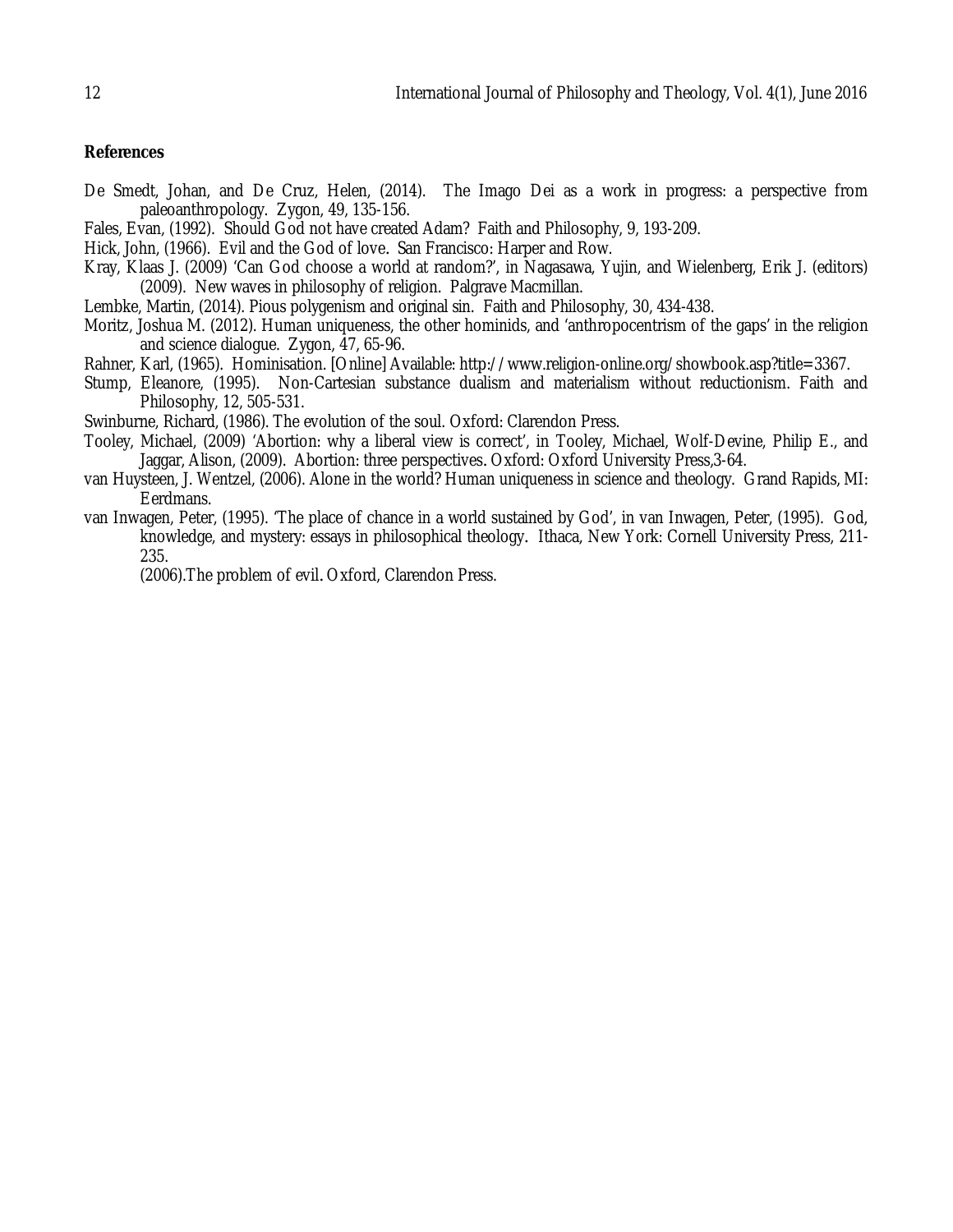**References**

De Smedt, Johan, and De Cruz, Helen, (2014). The Imago Dei as a work in progress: a perspective from paleoanthropology. Zygon, 49, 135-156.

Fales, Evan, (1992). Should God not have created Adam? Faith and Philosophy, 9, 193-209.

Hick, John, (1966). Evil and the God of love. San Francisco: Harper and Row.

Kray, Klaas J. (2009) 'Can God choose a world at random?', in Nagasawa, Yujin, and Wielenberg, Erik J. (editors) (2009). New waves in philosophy of religion. Palgrave Macmillan.

Lembke, Martin, (2014). Pious polygenism and original sin. Faith and Philosophy, 30, 434-438.

Moritz, Joshua M. (2012). Human uniqueness, the other hominids, and 'anthropocentrism of the gaps' in the religion and science dialogue. Zygon, 47, 65-96.

Rahner, Karl, (1965). Hominisation. [Online] Available: http://www.religion-online.org/showbook.asp?title=3367.

Stump, Eleanore, (1995). Non-Cartesian substance dualism and materialism without reductionism. Faith and Philosophy, 12, 505-531.

Swinburne, Richard, (1986). The evolution of the soul. Oxford: Clarendon Press.

Tooley, Michael, (2009) 'Abortion: why a liberal view is correct', in Tooley, Michael, Wolf-Devine, Philip E., and Jaggar, Alison, (2009). Abortion: three perspectives. Oxford: Oxford University Press,3-64.

van Huysteen, J. Wentzel, (2006). Alone in the world? Human uniqueness in science and theology. Grand Rapids, MI: Eerdmans.

van Inwagen, Peter, (1995). 'The place of chance in a world sustained by God', in van Inwagen, Peter, (1995). God, knowledge, and mystery: essays in philosophical theology. Ithaca, New York: Cornell University Press, 211-235.

(2006).The problem of evil. Oxford, Clarendon Press.